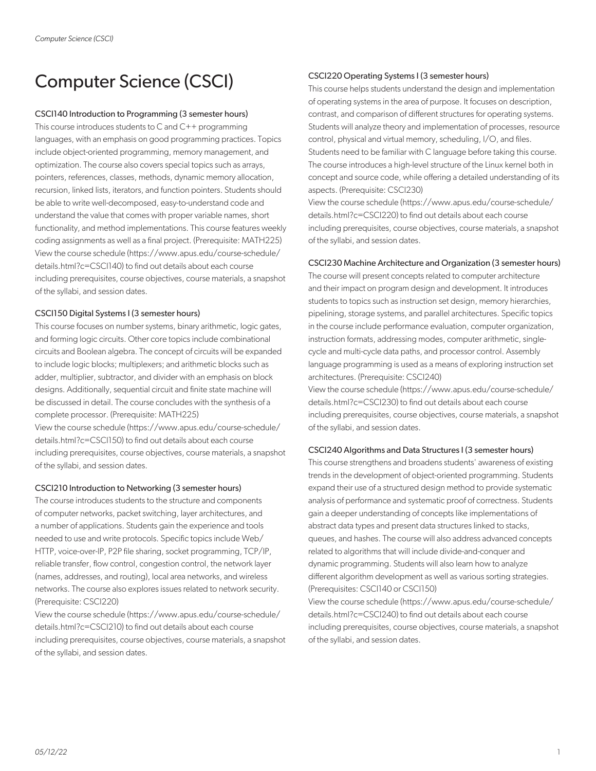# Computer Science (CSCI)

### CSCI140 Introduction to Programming (3 semester hours)

This course introduces students to C and C++ programming languages, with an emphasis on good programming practices. Topics include object-oriented programming, memory management, and optimization. The course also covers special topics such as arrays, pointers, references, classes, methods, dynamic memory allocation, recursion, linked lists, iterators, and function pointers. Students should be able to write well-decomposed, easy-to-understand code and understand the value that comes with proper variable names, short functionality, and method implementations. This course features weekly coding assignments as well as a final project. (Prerequisite: MATH225)
View the course schedule (https://www.apus.edu/course-schedule/details.html?c=CSCI140) to find out details about each course including prerequisites, course objectives, course materials, a snapshot of the syllabi, and session dates.

### CSCI150 Digital Systems I (3 semester hours)

This course focuses on number systems, binary arithmetic, logic gates, and forming logic circuits. Other core topics include combinational circuits and Boolean algebra. The concept of circuits will be expanded to include logic blocks; multiplexers; and arithmetic blocks such as adder, multiplier, subtractor, and divider with an emphasis on block designs. Additionally, sequential circuit and finite state machine will be discussed in detail. The course concludes with the synthesis of a complete processor. (Prerequisite: MATH225)
View the course schedule (https://www.apus.edu/course-schedule/details.html?c=CSCI150) to find out details about each course including prerequisites, course objectives, course materials, a snapshot of the syllabi, and session dates.

### CSCI210 Introduction to Networking (3 semester hours)

The course introduces students to the structure and components of computer networks, packet switching, layer architectures, and a number of applications. Students gain the experience and tools needed to use and write protocols. Specific topics include Web/HTTP, voice-over-IP, P2P file sharing, socket programming, TCP/IP, reliable transfer, flow control, congestion control, the network layer (names, addresses, and routing), local area networks, and wireless networks. The course also explores issues related to network security. (Prerequisite: CSCI220)
View the course schedule (https://www.apus.edu/course-schedule/details.html?c=CSCI210) to find out details about each course including prerequisites, course objectives, course materials, a snapshot of the syllabi, and session dates.

### CSCI220 Operating Systems I (3 semester hours)

This course helps students understand the design and implementation of operating systems in the area of purpose. It focuses on description, contrast, and comparison of different structures for operating systems. Students will analyze theory and implementation of processes, resource control, physical and virtual memory, scheduling, I/O, and files. Students need to be familiar with C language before taking this course. The course introduces a high-level structure of the Linux kernel both in concept and source code, while offering a detailed understanding of its aspects. (Prerequisite: CSCI230)
View the course schedule (https://www.apus.edu/course-schedule/details.html?c=CSCI220) to find out details about each course including prerequisites, course objectives, course materials, a snapshot of the syllabi, and session dates.

### CSCI230 Machine Architecture and Organization (3 semester hours)

The course will present concepts related to computer architecture and their impact on program design and development. It introduces students to topics such as instruction set design, memory hierarchies, pipelining, storage systems, and parallel architectures. Specific topics in the course include performance evaluation, computer organization, instruction formats, addressing modes, computer arithmetic, single-cycle and multi-cycle data paths, and processor control. Assembly language programming is used as a means of exploring instruction set architectures. (Prerequisite: CSCI240)
View the course schedule (https://www.apus.edu/course-schedule/details.html?c=CSCI230) to find out details about each course including prerequisites, course objectives, course materials, a snapshot of the syllabi, and session dates.

### CSCI240 Algorithms and Data Structures I (3 semester hours)

This course strengthens and broadens students' awareness of existing trends in the development of object-oriented programming. Students expand their use of a structured design method to provide systematic analysis of performance and systematic proof of correctness. Students gain a deeper understanding of concepts like implementations of abstract data types and present data structures linked to stacks, queues, and hashes. The course will also address advanced concepts related to algorithms that will include divide-and-conquer and dynamic programming. Students will also learn how to analyze different algorithm development as well as various sorting strategies. (Prerequisites: CSCI140 or CSCI150)
View the course schedule (https://www.apus.edu/course-schedule/details.html?c=CSCI240) to find out details about each course including prerequisites, course objectives, course materials, a snapshot of the syllabi, and session dates.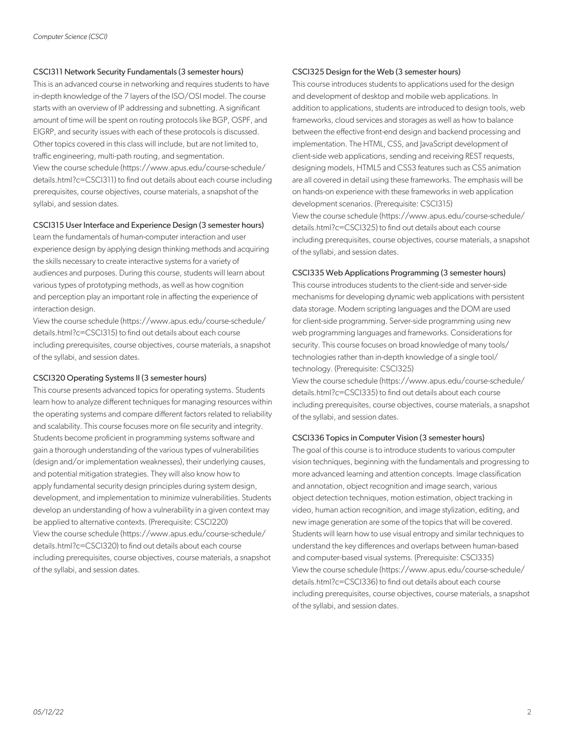### CSCI311 Network Security Fundamentals (3 semester hours)

This is an advanced course in networking and requires students to have in-depth knowledge of the 7 layers of the ISO/OSI model. The course starts with an overview of IP addressing and subnetting. A significant amount of time will be spent on routing protocols like BGP, OSPF, and EIGRP, and security issues with each of these protocols is discussed. Other topics covered in this class will include, but are not limited to, traffic engineering, multi-path routing, and segmentation.
View the course schedule (https://www.apus.edu/course-schedule/details.html?c=CSCI311) to find out details about each course including prerequisites, course objectives, course materials, a snapshot of the syllabi, and session dates.

### CSCI315 User Interface and Experience Design (3 semester hours)

Learn the fundamentals of human-computer interaction and user experience design by applying design thinking methods and acquiring the skills necessary to create interactive systems for a variety of audiences and purposes. During this course, students will learn about various types of prototyping methods, as well as how cognition and perception play an important role in affecting the experience of interaction design.
View the course schedule (https://www.apus.edu/course-schedule/details.html?c=CSCI315) to find out details about each course including prerequisites, course objectives, course materials, a snapshot of the syllabi, and session dates.

### CSCI320 Operating Systems II (3 semester hours)

This course presents advanced topics for operating systems. Students learn how to analyze different techniques for managing resources within the operating systems and compare different factors related to reliability and scalability. This course focuses more on file security and integrity. Students become proficient in programming systems software and gain a thorough understanding of the various types of vulnerabilities (design and/or implementation weaknesses), their underlying causes, and potential mitigation strategies. They will also know how to apply fundamental security design principles during system design, development, and implementation to minimize vulnerabilities. Students develop an understanding of how a vulnerability in a given context may be applied to alternative contexts. (Prerequisite: CSCI220)
View the course schedule (https://www.apus.edu/course-schedule/details.html?c=CSCI320) to find out details about each course including prerequisites, course objectives, course materials, a snapshot of the syllabi, and session dates.

### CSCI325 Design for the Web (3 semester hours)

This course introduces students to applications used for the design and development of desktop and mobile web applications. In addition to applications, students are introduced to design tools, web frameworks, cloud services and storages as well as how to balance between the effective front-end design and backend processing and implementation. The HTML, CSS, and JavaScript development of client-side web applications, sending and receiving REST requests, designing models, HTML5 and CSS3 features such as CSS animation are all covered in detail using these frameworks. The emphasis will be on hands-on experience with these frameworks in web application development scenarios. (Prerequisite: CSCI315)
View the course schedule (https://www.apus.edu/course-schedule/details.html?c=CSCI325) to find out details about each course including prerequisites, course objectives, course materials, a snapshot of the syllabi, and session dates.

### CSCI335 Web Applications Programming (3 semester hours)

This course introduces students to the client-side and server-side mechanisms for developing dynamic web applications with persistent data storage. Modern scripting languages and the DOM are used for client-side programming. Server-side programming using new web programming languages and frameworks. Considerations for security. This course focuses on broad knowledge of many tools/technologies rather than in-depth knowledge of a single tool/technology. (Prerequisite: CSCI325)
View the course schedule (https://www.apus.edu/course-schedule/details.html?c=CSCI335) to find out details about each course including prerequisites, course objectives, course materials, a snapshot of the syllabi, and session dates.

### CSCI336 Topics in Computer Vision (3 semester hours)

The goal of this course is to introduce students to various computer vision techniques, beginning with the fundamentals and progressing to more advanced learning and attention concepts. Image classification and annotation, object recognition and image search, various object detection techniques, motion estimation, object tracking in video, human action recognition, and image stylization, editing, and new image generation are some of the topics that will be covered. Students will learn how to use visual entropy and similar techniques to understand the key differences and overlaps between human-based and computer-based visual systems. (Prerequisite: CSCI335)
View the course schedule (https://www.apus.edu/course-schedule/details.html?c=CSCI336) to find out details about each course including prerequisites, course objectives, course materials, a snapshot of the syllabi, and session dates.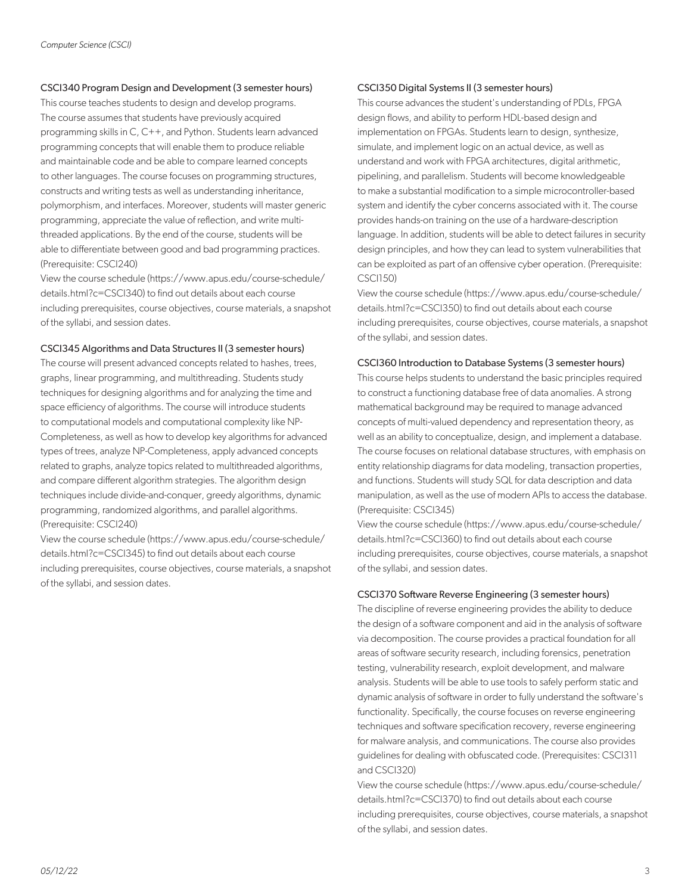### CSCI340 Program Design and Development (3 semester hours)

This course teaches students to design and develop programs. The course assumes that students have previously acquired programming skills in C, C++, and Python. Students learn advanced programming concepts that will enable them to produce reliable and maintainable code and be able to compare learned concepts to other languages. The course focuses on programming structures, constructs and writing tests as well as understanding inheritance, polymorphism, and interfaces. Moreover, students will master generic programming, appreciate the value of reflection, and write multi-threaded applications. By the end of the course, students will be able to differentiate between good and bad programming practices. (Prerequisite: CSCI240)

View the course schedule (https://www.apus.edu/course-schedule/details.html?c=CSCI340) to find out details about each course including prerequisites, course objectives, course materials, a snapshot of the syllabi, and session dates.

### CSCI345 Algorithms and Data Structures II (3 semester hours)

The course will present advanced concepts related to hashes, trees, graphs, linear programming, and multithreading. Students study techniques for designing algorithms and for analyzing the time and space efficiency of algorithms. The course will introduce students to computational models and computational complexity like NP-Completeness, as well as how to develop key algorithms for advanced types of trees, analyze NP-Completeness, apply advanced concepts related to graphs, analyze topics related to multithreaded algorithms, and compare different algorithm strategies. The algorithm design techniques include divide-and-conquer, greedy algorithms, dynamic programming, randomized algorithms, and parallel algorithms. (Prerequisite: CSCI240)

View the course schedule (https://www.apus.edu/course-schedule/details.html?c=CSCI345) to find out details about each course including prerequisites, course objectives, course materials, a snapshot of the syllabi, and session dates.

### CSCI350 Digital Systems II (3 semester hours)

This course advances the student's understanding of PDLs, FPGA design flows, and ability to perform HDL-based design and implementation on FPGAs. Students learn to design, synthesize, simulate, and implement logic on an actual device, as well as understand and work with FPGA architectures, digital arithmetic, pipelining, and parallelism. Students will become knowledgeable to make a substantial modification to a simple microcontroller-based system and identify the cyber concerns associated with it. The course provides hands-on training on the use of a hardware-description language. In addition, students will be able to detect failures in security design principles, and how they can lead to system vulnerabilities that can be exploited as part of an offensive cyber operation. (Prerequisite: CSCI150)

View the course schedule (https://www.apus.edu/course-schedule/details.html?c=CSCI350) to find out details about each course including prerequisites, course objectives, course materials, a snapshot of the syllabi, and session dates.

### CSCI360 Introduction to Database Systems (3 semester hours)

This course helps students to understand the basic principles required to construct a functioning database free of data anomalies. A strong mathematical background may be required to manage advanced concepts of multi-valued dependency and representation theory, as well as an ability to conceptualize, design, and implement a database. The course focuses on relational database structures, with emphasis on entity relationship diagrams for data modeling, transaction properties, and functions. Students will study SQL for data description and data manipulation, as well as the use of modern APIs to access the database. (Prerequisite: CSCI345)

View the course schedule (https://www.apus.edu/course-schedule/details.html?c=CSCI360) to find out details about each course including prerequisites, course objectives, course materials, a snapshot of the syllabi, and session dates.

### CSCI370 Software Reverse Engineering (3 semester hours)

The discipline of reverse engineering provides the ability to deduce the design of a software component and aid in the analysis of software via decomposition. The course provides a practical foundation for all areas of software security research, including forensics, penetration testing, vulnerability research, exploit development, and malware analysis. Students will be able to use tools to safely perform static and dynamic analysis of software in order to fully understand the software's functionality. Specifically, the course focuses on reverse engineering techniques and software specification recovery, reverse engineering for malware analysis, and communications. The course also provides guidelines for dealing with obfuscated code. (Prerequisites: CSCI311 and CSCI320)

View the course schedule (https://www.apus.edu/course-schedule/details.html?c=CSCI370) to find out details about each course including prerequisites, course objectives, course materials, a snapshot of the syllabi, and session dates.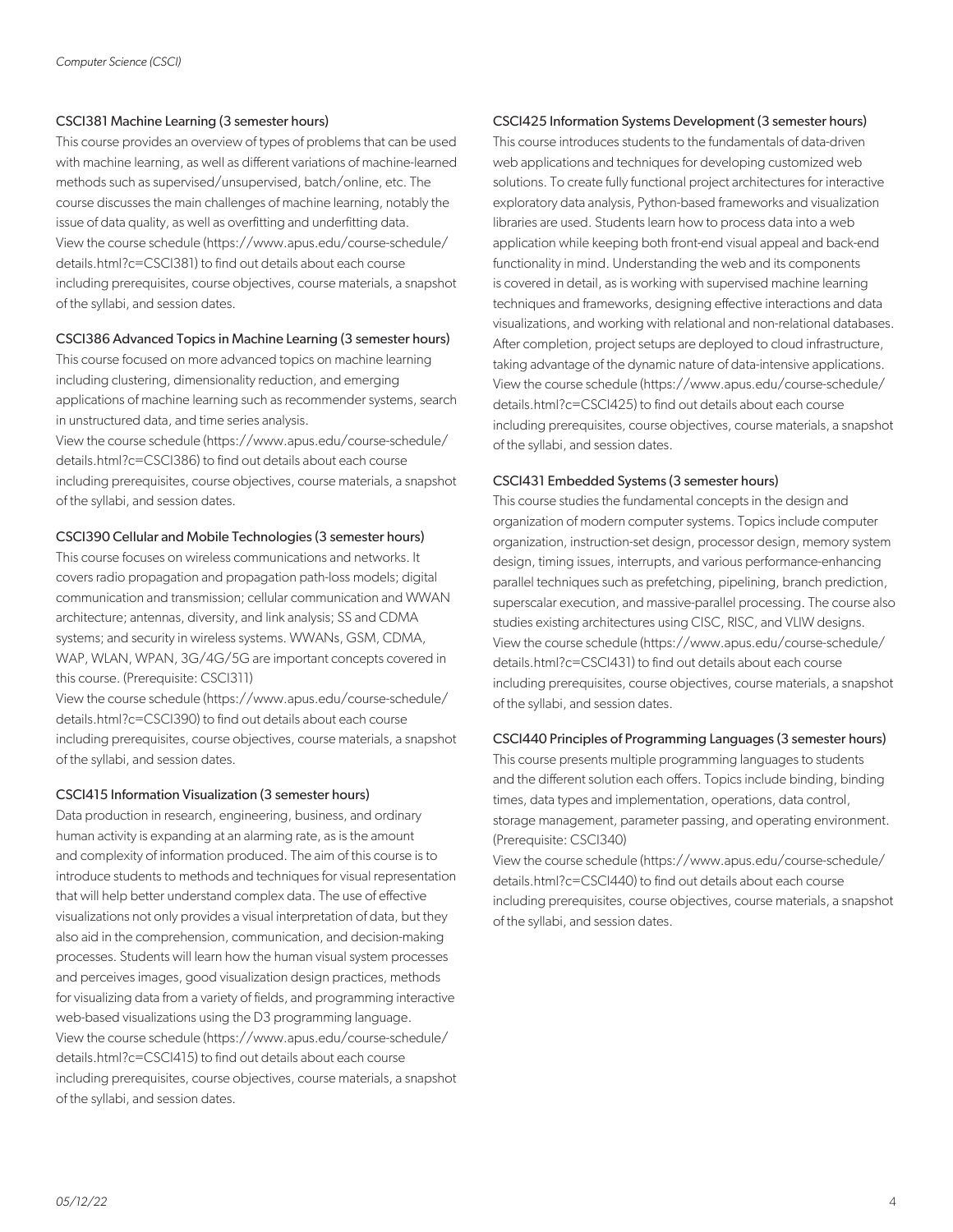### CSCI381 Machine Learning (3 semester hours)

This course provides an overview of types of problems that can be used with machine learning, as well as different variations of machine-learned methods such as supervised/unsupervised, batch/online, etc. The course discusses the main challenges of machine learning, notably the issue of data quality, as well as overfitting and underfitting data.
View the course schedule (https://www.apus.edu/course-schedule/details.html?c=CSCI381) to find out details about each course including prerequisites, course objectives, course materials, a snapshot of the syllabi, and session dates.

### CSCI386 Advanced Topics in Machine Learning (3 semester hours)

This course focused on more advanced topics on machine learning including clustering, dimensionality reduction, and emerging applications of machine learning such as recommender systems, search in unstructured data, and time series analysis.
View the course schedule (https://www.apus.edu/course-schedule/details.html?c=CSCI386) to find out details about each course including prerequisites, course objectives, course materials, a snapshot of the syllabi, and session dates.

### CSCI390 Cellular and Mobile Technologies (3 semester hours)

This course focuses on wireless communications and networks. It covers radio propagation and propagation path-loss models; digital communication and transmission; cellular communication and WWAN architecture; antennas, diversity, and link analysis; SS and CDMA systems; and security in wireless systems. WWANs, GSM, CDMA, WAP, WLAN, WPAN, 3G/4G/5G are important concepts covered in this course. (Prerequisite: CSCI311)
View the course schedule (https://www.apus.edu/course-schedule/details.html?c=CSCI390) to find out details about each course including prerequisites, course objectives, course materials, a snapshot of the syllabi, and session dates.

### CSCI415 Information Visualization (3 semester hours)

Data production in research, engineering, business, and ordinary human activity is expanding at an alarming rate, as is the amount and complexity of information produced. The aim of this course is to introduce students to methods and techniques for visual representation that will help better understand complex data. The use of effective visualizations not only provides a visual interpretation of data, but they also aid in the comprehension, communication, and decision-making processes. Students will learn how the human visual system processes and perceives images, good visualization design practices, methods for visualizing data from a variety of fields, and programming interactive web-based visualizations using the D3 programming language.
View the course schedule (https://www.apus.edu/course-schedule/details.html?c=CSCI415) to find out details about each course including prerequisites, course objectives, course materials, a snapshot of the syllabi, and session dates.

### CSCI425 Information Systems Development (3 semester hours)

This course introduces students to the fundamentals of data-driven web applications and techniques for developing customized web solutions. To create fully functional project architectures for interactive exploratory data analysis, Python-based frameworks and visualization libraries are used. Students learn how to process data into a web application while keeping both front-end visual appeal and back-end functionality in mind. Understanding the web and its components is covered in detail, as is working with supervised machine learning techniques and frameworks, designing effective interactions and data visualizations, and working with relational and non-relational databases. After completion, project setups are deployed to cloud infrastructure, taking advantage of the dynamic nature of data-intensive applications.
View the course schedule (https://www.apus.edu/course-schedule/details.html?c=CSCI425) to find out details about each course including prerequisites, course objectives, course materials, a snapshot of the syllabi, and session dates.

### CSCI431 Embedded Systems (3 semester hours)

This course studies the fundamental concepts in the design and organization of modern computer systems. Topics include computer organization, instruction-set design, processor design, memory system design, timing issues, interrupts, and various performance-enhancing parallel techniques such as prefetching, pipelining, branch prediction, superscalar execution, and massive-parallel processing. The course also studies existing architectures using CISC, RISC, and VLIW designs.
View the course schedule (https://www.apus.edu/course-schedule/details.html?c=CSCI431) to find out details about each course including prerequisites, course objectives, course materials, a snapshot of the syllabi, and session dates.

### CSCI440 Principles of Programming Languages (3 semester hours)

This course presents multiple programming languages to students and the different solution each offers. Topics include binding, binding times, data types and implementation, operations, data control, storage management, parameter passing, and operating environment. (Prerequisite: CSCI340)
View the course schedule (https://www.apus.edu/course-schedule/details.html?c=CSCI440) to find out details about each course including prerequisites, course objectives, course materials, a snapshot of the syllabi, and session dates.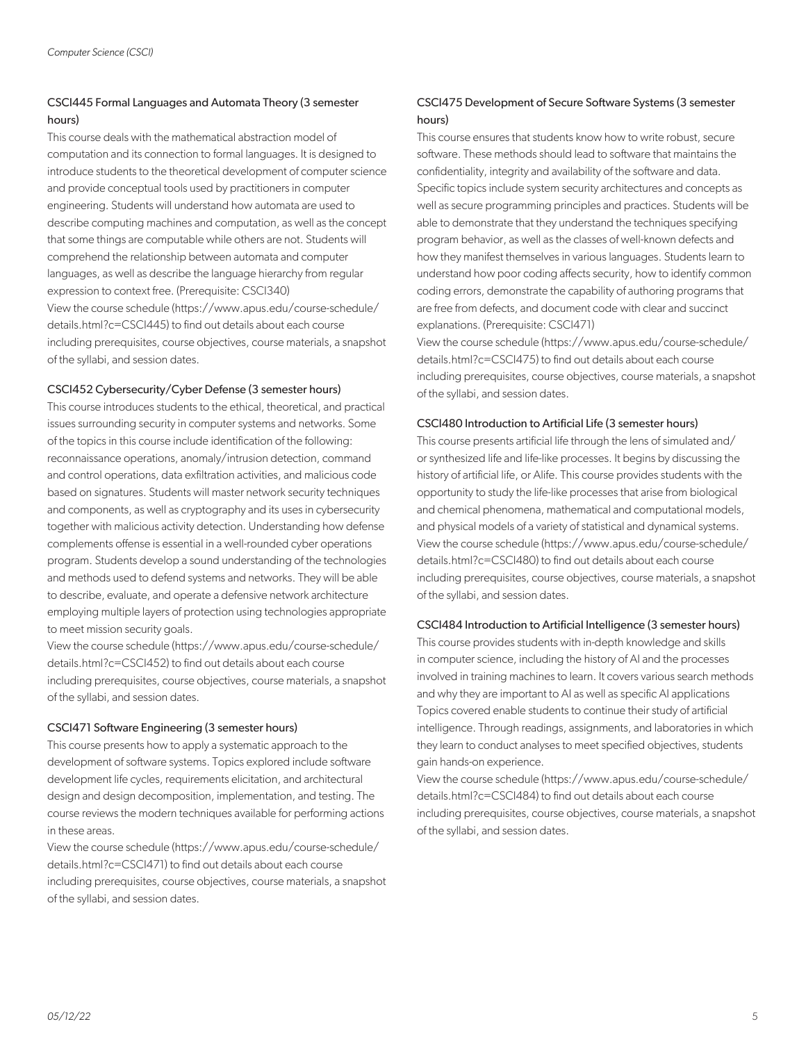### CSCI445 Formal Languages and Automata Theory (3 semester hours)

This course deals with the mathematical abstraction model of computation and its connection to formal languages. It is designed to introduce students to the theoretical development of computer science and provide conceptual tools used by practitioners in computer engineering. Students will understand how automata are used to describe computing machines and computation, as well as the concept that some things are computable while others are not. Students will comprehend the relationship between automata and computer languages, as well as describe the language hierarchy from regular expression to context free. (Prerequisite: CSCI340)
View the course schedule (https://www.apus.edu/course-schedule/details.html?c=CSCI445) to find out details about each course including prerequisites, course objectives, course materials, a snapshot of the syllabi, and session dates.

### CSCI452 Cybersecurity/Cyber Defense (3 semester hours)

This course introduces students to the ethical, theoretical, and practical issues surrounding security in computer systems and networks. Some of the topics in this course include identification of the following: reconnaissance operations, anomaly/intrusion detection, command and control operations, data exfiltration activities, and malicious code based on signatures. Students will master network security techniques and components, as well as cryptography and its uses in cybersecurity together with malicious activity detection. Understanding how defense complements offense is essential in a well-rounded cyber operations program. Students develop a sound understanding of the technologies and methods used to defend systems and networks. They will be able to describe, evaluate, and operate a defensive network architecture employing multiple layers of protection using technologies appropriate to meet mission security goals.
View the course schedule (https://www.apus.edu/course-schedule/details.html?c=CSCI452) to find out details about each course including prerequisites, course objectives, course materials, a snapshot of the syllabi, and session dates.

### CSCI471 Software Engineering (3 semester hours)

This course presents how to apply a systematic approach to the development of software systems. Topics explored include software development life cycles, requirements elicitation, and architectural design and design decomposition, implementation, and testing. The course reviews the modern techniques available for performing actions in these areas.
View the course schedule (https://www.apus.edu/course-schedule/details.html?c=CSCI471) to find out details about each course including prerequisites, course objectives, course materials, a snapshot of the syllabi, and session dates.

### CSCI475 Development of Secure Software Systems (3 semester hours)

This course ensures that students know how to write robust, secure software. These methods should lead to software that maintains the confidentiality, integrity and availability of the software and data. Specific topics include system security architectures and concepts as well as secure programming principles and practices. Students will be able to demonstrate that they understand the techniques specifying program behavior, as well as the classes of well-known defects and how they manifest themselves in various languages. Students learn to understand how poor coding affects security, how to identify common coding errors, demonstrate the capability of authoring programs that are free from defects, and document code with clear and succinct explanations. (Prerequisite: CSCI471)
View the course schedule (https://www.apus.edu/course-schedule/details.html?c=CSCI475) to find out details about each course including prerequisites, course objectives, course materials, a snapshot of the syllabi, and session dates.

### CSCI480 Introduction to Artificial Life (3 semester hours)

This course presents artificial life through the lens of simulated and/or synthesized life and life-like processes. It begins by discussing the history of artificial life, or Alife. This course provides students with the opportunity to study the life-like processes that arise from biological and chemical phenomena, mathematical and computational models, and physical models of a variety of statistical and dynamical systems.
View the course schedule (https://www.apus.edu/course-schedule/details.html?c=CSCI480) to find out details about each course including prerequisites, course objectives, course materials, a snapshot of the syllabi, and session dates.

### CSCI484 Introduction to Artificial Intelligence (3 semester hours)

This course provides students with in-depth knowledge and skills in computer science, including the history of AI and the processes involved in training machines to learn. It covers various search methods and why they are important to AI as well as specific AI applications Topics covered enable students to continue their study of artificial intelligence. Through readings, assignments, and laboratories in which they learn to conduct analyses to meet specified objectives, students gain hands-on experience.
View the course schedule (https://www.apus.edu/course-schedule/details.html?c=CSCI484) to find out details about each course including prerequisites, course objectives, course materials, a snapshot of the syllabi, and session dates.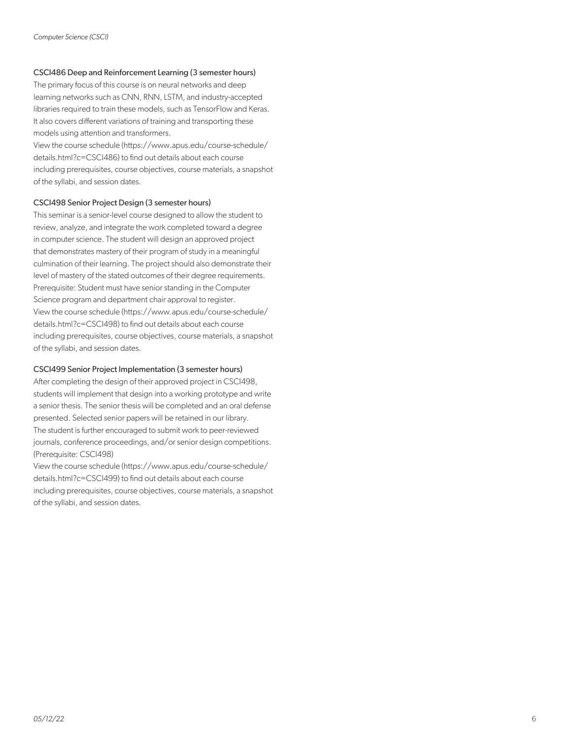### CSCI486 Deep and Reinforcement Learning (3 semester hours)

The primary focus of this course is on neural networks and deep learning networks such as CNN, RNN, LSTM, and industry-accepted libraries required to train these models, such as TensorFlow and Keras. It also covers different variations of training and transporting these models using attention and transformers.

View the course schedule (https://www.apus.edu/course-schedule/details.html?c=CSCI486) to find out details about each course including prerequisites, course objectives, course materials, a snapshot of the syllabi, and session dates.

### CSCI498 Senior Project Design (3 semester hours)

This seminar is a senior-level course designed to allow the student to review, analyze, and integrate the work completed toward a degree in computer science. The student will design an approved project that demonstrates mastery of their program of study in a meaningful culmination of their learning. The project should also demonstrate their level of mastery of the stated outcomes of their degree requirements. Prerequisite: Student must have senior standing in the Computer Science program and department chair approval to register.

View the course schedule (https://www.apus.edu/course-schedule/details.html?c=CSCI498) to find out details about each course including prerequisites, course objectives, course materials, a snapshot of the syllabi, and session dates.

### CSCI499 Senior Project Implementation (3 semester hours)

After completing the design of their approved project in CSCI498, students will implement that design into a working prototype and write a senior thesis. The senior thesis will be completed and an oral defense presented. Selected senior papers will be retained in our library. The student is further encouraged to submit work to peer-reviewed journals, conference proceedings, and/or senior design competitions. (Prerequisite: CSCI498)

View the course schedule (https://www.apus.edu/course-schedule/details.html?c=CSCI499) to find out details about each course including prerequisites, course objectives, course materials, a snapshot of the syllabi, and session dates.